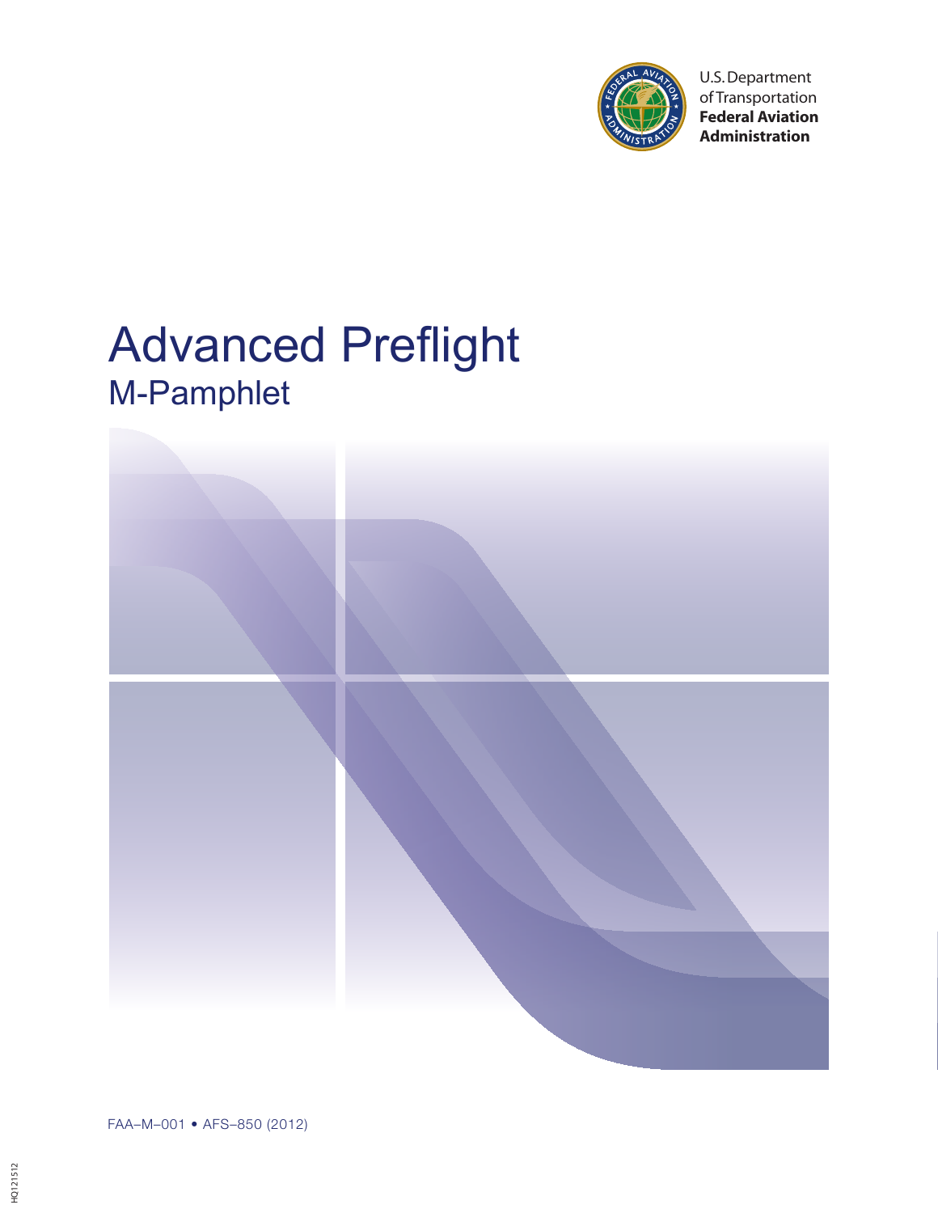U.S. Department of Transportation
**Federal Aviation Administration**

# Advanced Preflight

## M-Pamphlet

FAA–M–001 • AFS–850 (2012)

HQ121512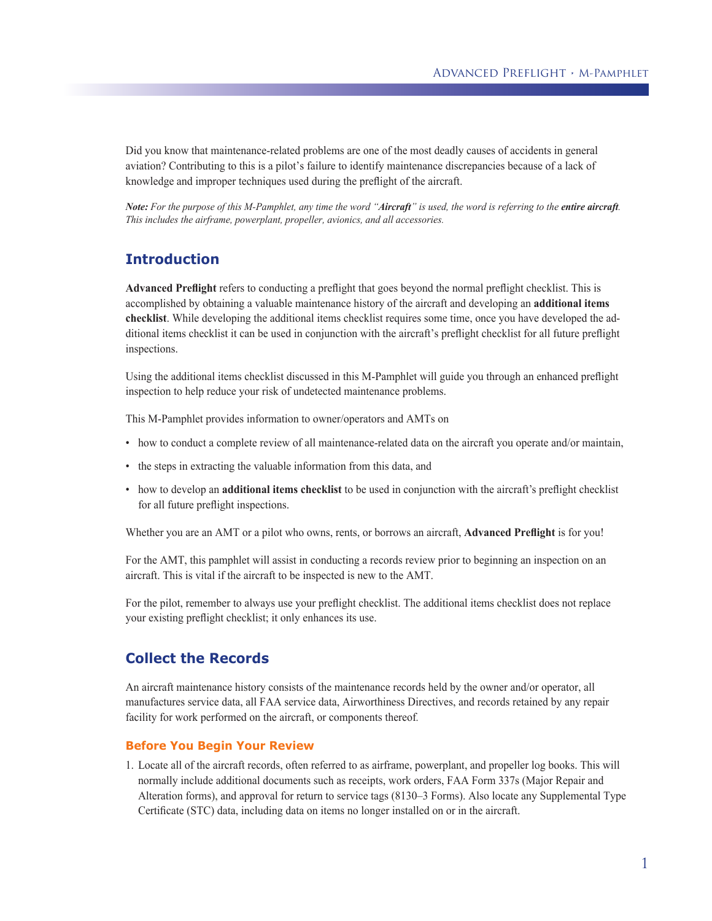Did you know that maintenance-related problems are one of the most deadly causes of accidents in general aviation? Contributing to this is a pilot's failure to identify maintenance discrepancies because of a lack of knowledge and improper techniques used during the preflight of the aircraft.

***Note:** For the purpose of this M-Pamphlet, any time the word "**Aircraft**" is used, the word is referring to the **entire aircraft**. This includes the airframe, powerplant, propeller, avionics, and all accessories.*

## Introduction

**Advanced Preflight** refers to conducting a preflight that goes beyond the normal preflight checklist. This is accomplished by obtaining a valuable maintenance history of the aircraft and developing an **additional items checklist**. While developing the additional items checklist requires some time, once you have developed the additional items checklist it can be used in conjunction with the aircraft's preflight checklist for all future preflight inspections.

Using the additional items checklist discussed in this M-Pamphlet will guide you through an enhanced preflight inspection to help reduce your risk of undetected maintenance problems.

This M-Pamphlet provides information to owner/operators and AMTs on

- how to conduct a complete review of all maintenance-related data on the aircraft you operate and/or maintain,
- the steps in extracting the valuable information from this data, and
- how to develop an **additional items checklist** to be used in conjunction with the aircraft's preflight checklist for all future preflight inspections.

Whether you are an AMT or a pilot who owns, rents, or borrows an aircraft, **Advanced Preflight** is for you!

For the AMT, this pamphlet will assist in conducting a records review prior to beginning an inspection on an aircraft. This is vital if the aircraft to be inspected is new to the AMT.

For the pilot, remember to always use your preflight checklist. The additional items checklist does not replace your existing preflight checklist; it only enhances its use.

## Collect the Records

An aircraft maintenance history consists of the maintenance records held by the owner and/or operator, all manufactures service data, all FAA service data, Airworthiness Directives, and records retained by any repair facility for work performed on the aircraft, or components thereof.

### Before You Begin Your Review

1. Locate all of the aircraft records, often referred to as airframe, powerplant, and propeller log books. This will normally include additional documents such as receipts, work orders, FAA Form 337s (Major Repair and Alteration forms), and approval for return to service tags (8130–3 Forms). Also locate any Supplemental Type Certificate (STC) data, including data on items no longer installed on or in the aircraft.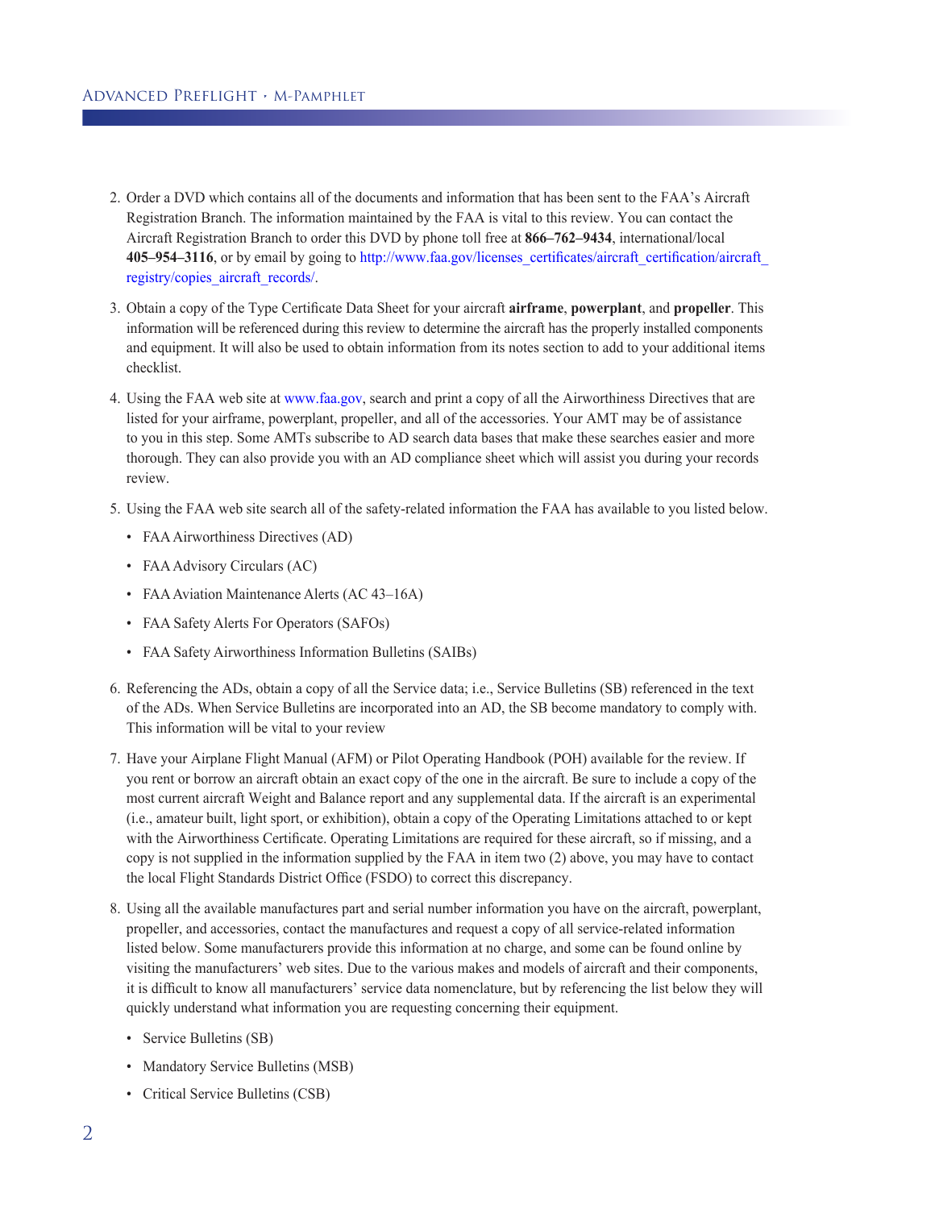2. Order a DVD which contains all of the documents and information that has been sent to the FAA's Aircraft Registration Branch. The information maintained by the FAA is vital to this review. You can contact the Aircraft Registration Branch to order this DVD by phone toll free at **866–762–9434**, international/local **405–954–3116**, or by email by going to http://www.faa.gov/licenses_certificates/aircraft_certification/aircraft_registry/copies_aircraft_records/.

3. Obtain a copy of the Type Certificate Data Sheet for your aircraft **airframe**, **powerplant**, and **propeller**. This information will be referenced during this review to determine the aircraft has the properly installed components and equipment. It will also be used to obtain information from its notes section to add to your additional items checklist.

4. Using the FAA web site at www.faa.gov, search and print a copy of all the Airworthiness Directives that are listed for your airframe, powerplant, propeller, and all of the accessories. Your AMT may be of assistance to you in this step. Some AMTs subscribe to AD search data bases that make these searches easier and more thorough. They can also provide you with an AD compliance sheet which will assist you during your records review.

5. Using the FAA web site search all of the safety-related information the FAA has available to you listed below.
   - FAA Airworthiness Directives (AD)
   - FAA Advisory Circulars (AC)
   - FAA Aviation Maintenance Alerts (AC 43–16A)
   - FAA Safety Alerts For Operators (SAFOs)
   - FAA Safety Airworthiness Information Bulletins (SAIBs)

6. Referencing the ADs, obtain a copy of all the Service data; i.e., Service Bulletins (SB) referenced in the text of the ADs. When Service Bulletins are incorporated into an AD, the SB become mandatory to comply with. This information will be vital to your review

7. Have your Airplane Flight Manual (AFM) or Pilot Operating Handbook (POH) available for the review. If you rent or borrow an aircraft obtain an exact copy of the one in the aircraft. Be sure to include a copy of the most current aircraft Weight and Balance report and any supplemental data. If the aircraft is an experimental (i.e., amateur built, light sport, or exhibition), obtain a copy of the Operating Limitations attached to or kept with the Airworthiness Certificate. Operating Limitations are required for these aircraft, so if missing, and a copy is not supplied in the information supplied by the FAA in item two (2) above, you may have to contact the local Flight Standards District Office (FSDO) to correct this discrepancy.

8. Using all the available manufactures part and serial number information you have on the aircraft, powerplant, propeller, and accessories, contact the manufactures and request a copy of all service-related information listed below. Some manufacturers provide this information at no charge, and some can be found online by visiting the manufacturers' web sites. Due to the various makes and models of aircraft and their components, it is difficult to know all manufacturers' service data nomenclature, but by referencing the list below they will quickly understand what information you are requesting concerning their equipment.
   - Service Bulletins (SB)
   - Mandatory Service Bulletins (MSB)
   - Critical Service Bulletins (CSB)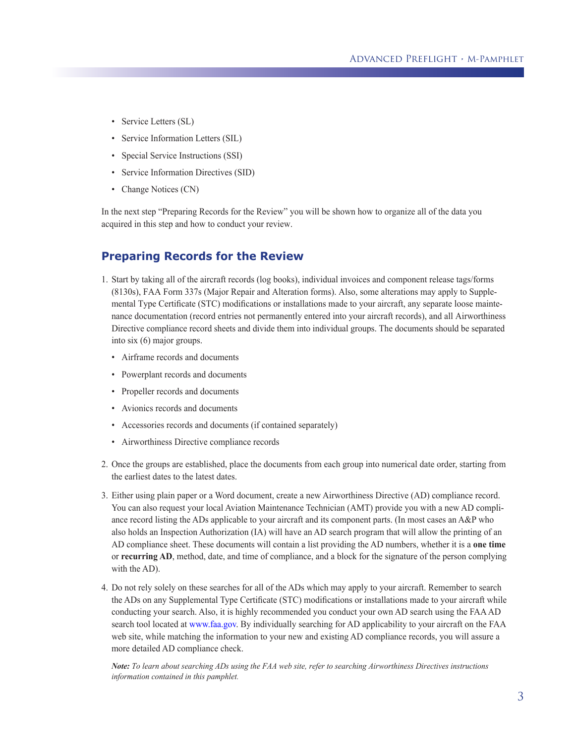- Service Letters (SL)
- Service Information Letters (SIL)
- Special Service Instructions (SSI)
- Service Information Directives (SID)
- Change Notices (CN)

In the next step "Preparing Records for the Review" you will be shown how to organize all of the data you acquired in this step and how to conduct your review.

## Preparing Records for the Review

1. Start by taking all of the aircraft records (log books), individual invoices and component release tags/forms (8130s), FAA Form 337s (Major Repair and Alteration forms). Also, some alterations may apply to Supplemental Type Certificate (STC) modifications or installations made to your aircraft, any separate loose maintenance documentation (record entries not permanently entered into your aircraft records), and all Airworthiness Directive compliance record sheets and divide them into individual groups. The documents should be separated into six (6) major groups.
   - Airframe records and documents
   - Powerplant records and documents
   - Propeller records and documents
   - Avionics records and documents
   - Accessories records and documents (if contained separately)
   - Airworthiness Directive compliance records
2. Once the groups are established, place the documents from each group into numerical date order, starting from the earliest dates to the latest dates.
3. Either using plain paper or a Word document, create a new Airworthiness Directive (AD) compliance record. You can also request your local Aviation Maintenance Technician (AMT) provide you with a new AD compliance record listing the ADs applicable to your aircraft and its component parts. (In most cases an A&P who also holds an Inspection Authorization (IA) will have an AD search program that will allow the printing of an AD compliance sheet. These documents will contain a list providing the AD numbers, whether it is a **one time** or **recurring AD**, method, date, and time of compliance, and a block for the signature of the person complying with the AD).
4. Do not rely solely on these searches for all of the ADs which may apply to your aircraft. Remember to search the ADs on any Supplemental Type Certificate (STC) modifications or installations made to your aircraft while conducting your search. Also, it is highly recommended you conduct your own AD search using the FAA AD search tool located at www.faa.gov. By individually searching for AD applicability to your aircraft on the FAA web site, while matching the information to your new and existing AD compliance records, you will assure a more detailed AD compliance check.

   ***Note:*** *To learn about searching ADs using the FAA web site, refer to searching Airworthiness Directives instructions information contained in this pamphlet.*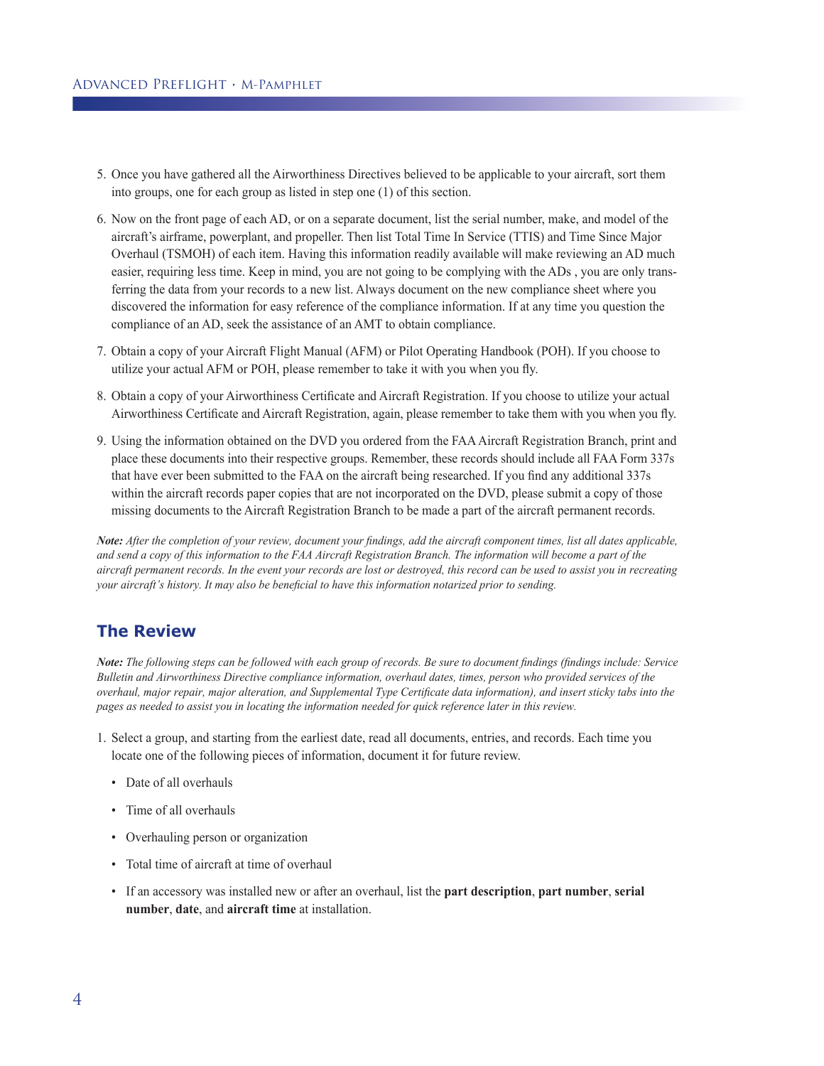5. Once you have gathered all the Airworthiness Directives believed to be applicable to your aircraft, sort them into groups, one for each group as listed in step one (1) of this section.

6. Now on the front page of each AD, or on a separate document, list the serial number, make, and model of the aircraft's airframe, powerplant, and propeller. Then list Total Time In Service (TTIS) and Time Since Major Overhaul (TSMOH) of each item. Having this information readily available will make reviewing an AD much easier, requiring less time. Keep in mind, you are not going to be complying with the ADs , you are only transferring the data from your records to a new list. Always document on the new compliance sheet where you discovered the information for easy reference of the compliance information. If at any time you question the compliance of an AD, seek the assistance of an AMT to obtain compliance.

7. Obtain a copy of your Aircraft Flight Manual (AFM) or Pilot Operating Handbook (POH). If you choose to utilize your actual AFM or POH, please remember to take it with you when you fly.

8. Obtain a copy of your Airworthiness Certificate and Aircraft Registration. If you choose to utilize your actual Airworthiness Certificate and Aircraft Registration, again, please remember to take them with you when you fly.

9. Using the information obtained on the DVD you ordered from the FAA Aircraft Registration Branch, print and place these documents into their respective groups. Remember, these records should include all FAA Form 337s that have ever been submitted to the FAA on the aircraft being researched. If you find any additional 337s within the aircraft records paper copies that are not incorporated on the DVD, please submit a copy of those missing documents to the Aircraft Registration Branch to be made a part of the aircraft permanent records.

***Note:*** *After the completion of your review, document your findings, add the aircraft component times, list all dates applicable, and send a copy of this information to the FAA Aircraft Registration Branch. The information will become a part of the aircraft permanent records. In the event your records are lost or destroyed, this record can be used to assist you in recreating your aircraft's history. It may also be beneficial to have this information notarized prior to sending.*

## The Review

***Note:*** *The following steps can be followed with each group of records. Be sure to document findings (findings include: Service Bulletin and Airworthiness Directive compliance information, overhaul dates, times, person who provided services of the overhaul, major repair, major alteration, and Supplemental Type Certificate data information), and insert sticky tabs into the pages as needed to assist you in locating the information needed for quick reference later in this review.*

1. Select a group, and starting from the earliest date, read all documents, entries, and records. Each time you locate one of the following pieces of information, document it for future review.

   - Date of all overhauls
   - Time of all overhauls
   - Overhauling person or organization
   - Total time of aircraft at time of overhaul
   - If an accessory was installed new or after an overhaul, list the **part description**, **part number**, **serial number**, **date**, and **aircraft time** at installation.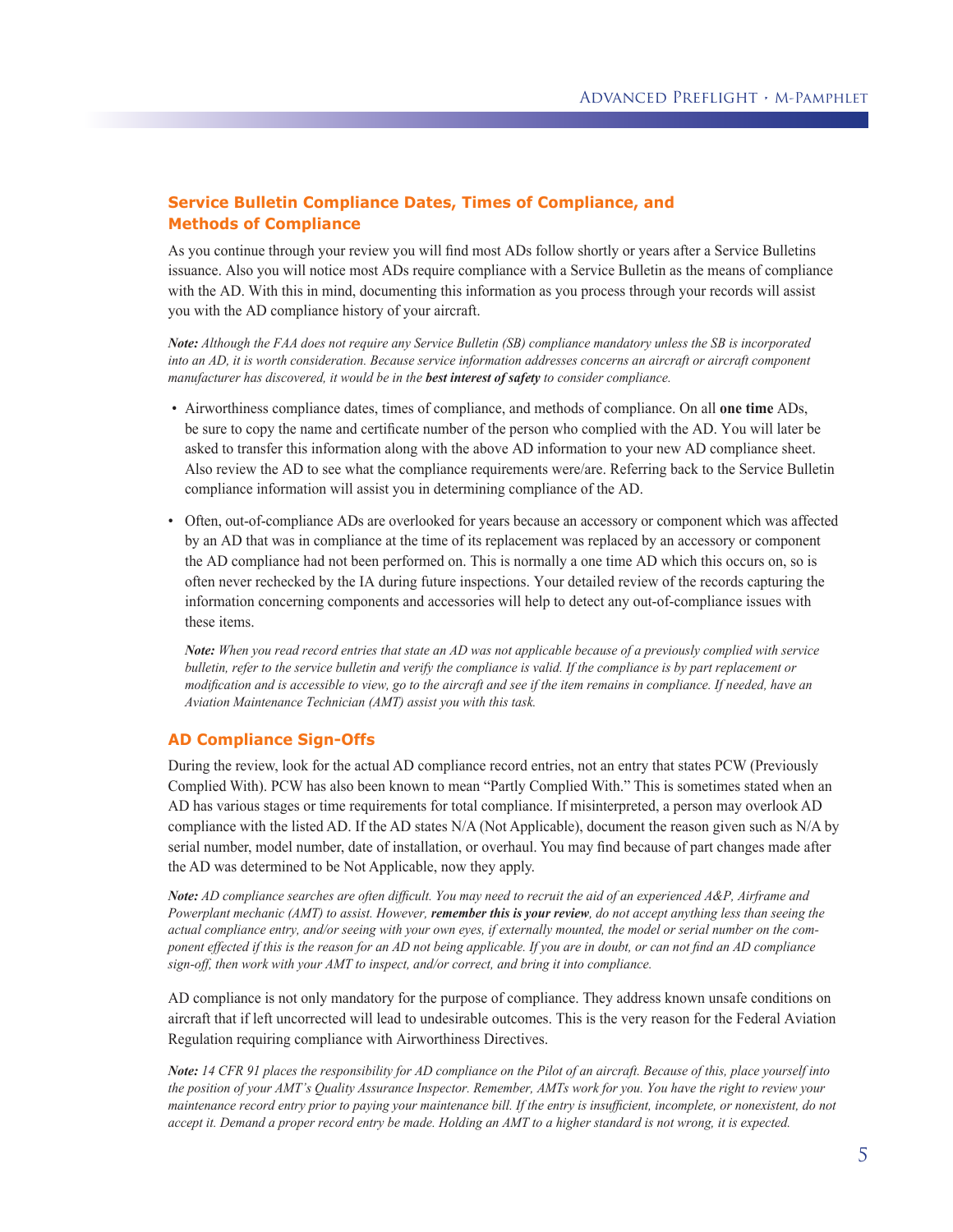## Service Bulletin Compliance Dates, Times of Compliance, and Methods of Compliance

As you continue through your review you will find most ADs follow shortly or years after a Service Bulletins issuance. Also you will notice most ADs require compliance with a Service Bulletin as the means of compliance with the AD. With this in mind, documenting this information as you process through your records will assist you with the AD compliance history of your aircraft.

***Note:*** *Although the FAA does not require any Service Bulletin (SB) compliance mandatory unless the SB is incorporated into an AD, it is worth consideration. Because service information addresses concerns an aircraft or aircraft component manufacturer has discovered, it would be in the* ***best interest of safety*** *to consider compliance.*

- Airworthiness compliance dates, times of compliance, and methods of compliance. On all **one time** ADs, be sure to copy the name and certificate number of the person who complied with the AD. You will later be asked to transfer this information along with the above AD information to your new AD compliance sheet. Also review the AD to see what the compliance requirements were/are. Referring back to the Service Bulletin compliance information will assist you in determining compliance of the AD.

- Often, out-of-compliance ADs are overlooked for years because an accessory or component which was affected by an AD that was in compliance at the time of its replacement was replaced by an accessory or component the AD compliance had not been performed on. This is normally a one time AD which this occurs on, so is often never rechecked by the IA during future inspections. Your detailed review of the records capturing the information concerning components and accessories will help to detect any out-of-compliance issues with these items.

  ***Note:*** *When you read record entries that state an AD was not applicable because of a previously complied with service bulletin, refer to the service bulletin and verify the compliance is valid. If the compliance is by part replacement or modification and is accessible to view, go to the aircraft and see if the item remains in compliance. If needed, have an Aviation Maintenance Technician (AMT) assist you with this task.*

## AD Compliance Sign-Offs

During the review, look for the actual AD compliance record entries, not an entry that states PCW (Previously Complied With). PCW has also been known to mean "Partly Complied With." This is sometimes stated when an AD has various stages or time requirements for total compliance. If misinterpreted, a person may overlook AD compliance with the listed AD. If the AD states N/A (Not Applicable), document the reason given such as N/A by serial number, model number, date of installation, or overhaul. You may find because of part changes made after the AD was determined to be Not Applicable, now they apply.

***Note:*** *AD compliance searches are often difficult. You may need to recruit the aid of an experienced A&P, Airframe and Powerplant mechanic (AMT) to assist. However,* ***remember this is your review****, do not accept anything less than seeing the actual compliance entry, and/or seeing with your own eyes, if externally mounted, the model or serial number on the component effected if this is the reason for an AD not being applicable. If you are in doubt, or can not find an AD compliance sign-off, then work with your AMT to inspect, and/or correct, and bring it into compliance.*

AD compliance is not only mandatory for the purpose of compliance. They address known unsafe conditions on aircraft that if left uncorrected will lead to undesirable outcomes. This is the very reason for the Federal Aviation Regulation requiring compliance with Airworthiness Directives.

***Note:*** *14 CFR 91 places the responsibility for AD compliance on the Pilot of an aircraft. Because of this, place yourself into the position of your AMT's Quality Assurance Inspector. Remember, AMTs work for you. You have the right to review your maintenance record entry prior to paying your maintenance bill. If the entry is insufficient, incomplete, or nonexistent, do not accept it. Demand a proper record entry be made. Holding an AMT to a higher standard is not wrong, it is expected.*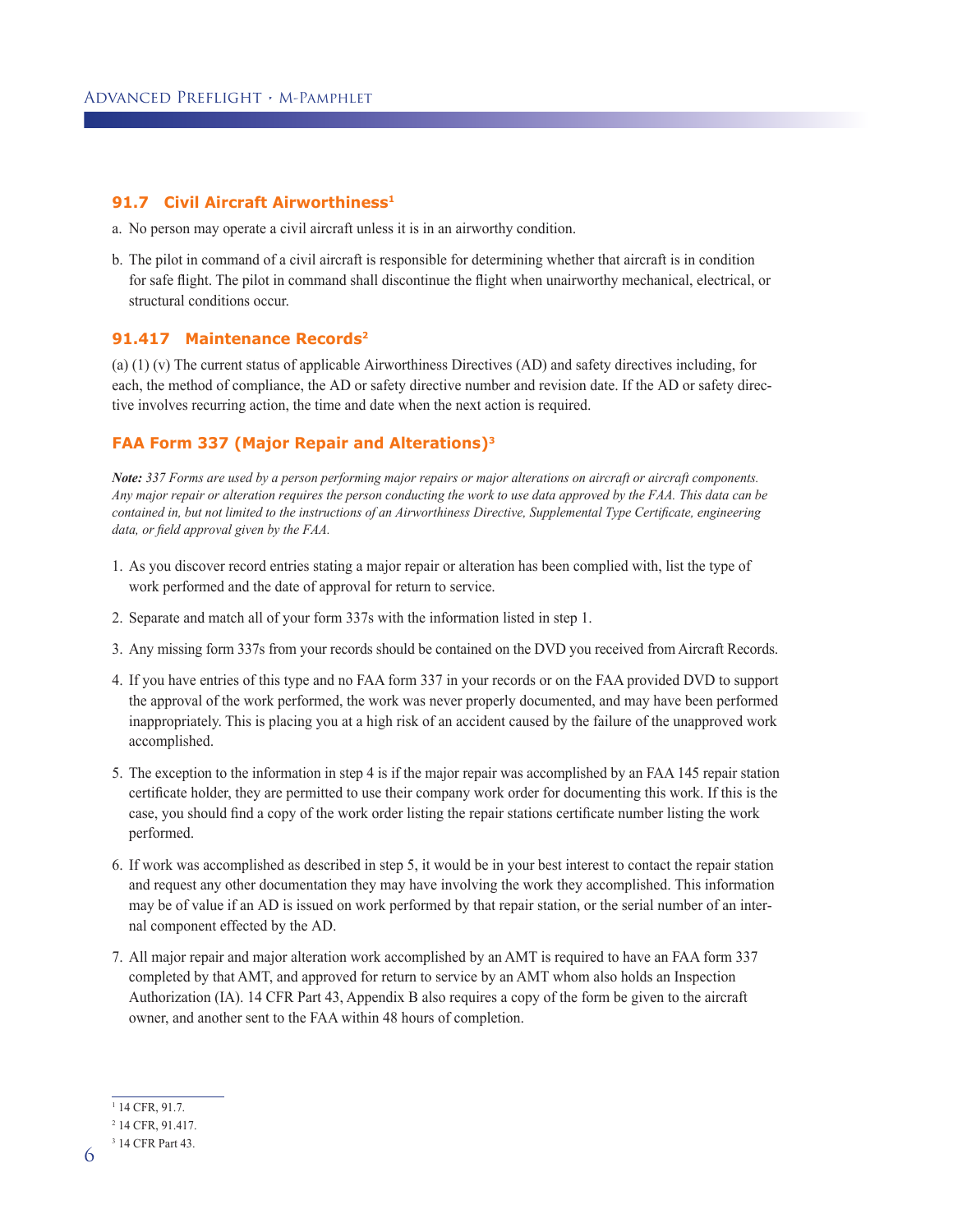### 91.7 Civil Aircraft Airworthiness[1]

a. No person may operate a civil aircraft unless it is in an airworthy condition.

b. The pilot in command of a civil aircraft is responsible for determining whether that aircraft is in condition for safe flight. The pilot in command shall discontinue the flight when unairworthy mechanical, electrical, or structural conditions occur.

### 91.417 Maintenance Records[2]

(a) (1) (v) The current status of applicable Airworthiness Directives (AD) and safety directives including, for each, the method of compliance, the AD or safety directive number and revision date. If the AD or safety directive involves recurring action, the time and date when the next action is required.

### FAA Form 337 (Major Repair and Alterations)[3]

***Note:*** *337 Forms are used by a person performing major repairs or major alterations on aircraft or aircraft components. Any major repair or alteration requires the person conducting the work to use data approved by the FAA. This data can be contained in, but not limited to the instructions of an Airworthiness Directive, Supplemental Type Certificate, engineering data, or field approval given by the FAA.*

1. As you discover record entries stating a major repair or alteration has been complied with, list the type of work performed and the date of approval for return to service.
2. Separate and match all of your form 337s with the information listed in step 1.
3. Any missing form 337s from your records should be contained on the DVD you received from Aircraft Records.
4. If you have entries of this type and no FAA form 337 in your records or on the FAA provided DVD to support the approval of the work performed, the work was never properly documented, and may have been performed inappropriately. This is placing you at a high risk of an accident caused by the failure of the unapproved work accomplished.
5. The exception to the information in step 4 is if the major repair was accomplished by an FAA 145 repair station certificate holder, they are permitted to use their company work order for documenting this work. If this is the case, you should find a copy of the work order listing the repair stations certificate number listing the work performed.
6. If work was accomplished as described in step 5, it would be in your best interest to contact the repair station and request any other documentation they may have involving the work they accomplished. This information may be of value if an AD is issued on work performed by that repair station, or the serial number of an internal component effected by the AD.
7. All major repair and major alteration work accomplished by an AMT is required to have an FAA form 337 completed by that AMT, and approved for return to service by an AMT whom also holds an Inspection Authorization (IA). 14 CFR Part 43, Appendix B also requires a copy of the form be given to the aircraft owner, and another sent to the FAA within 48 hours of completion.

---

[1] 14 CFR, 91.7.

[2] 14 CFR, 91.417.

[3] 14 CFR Part 43.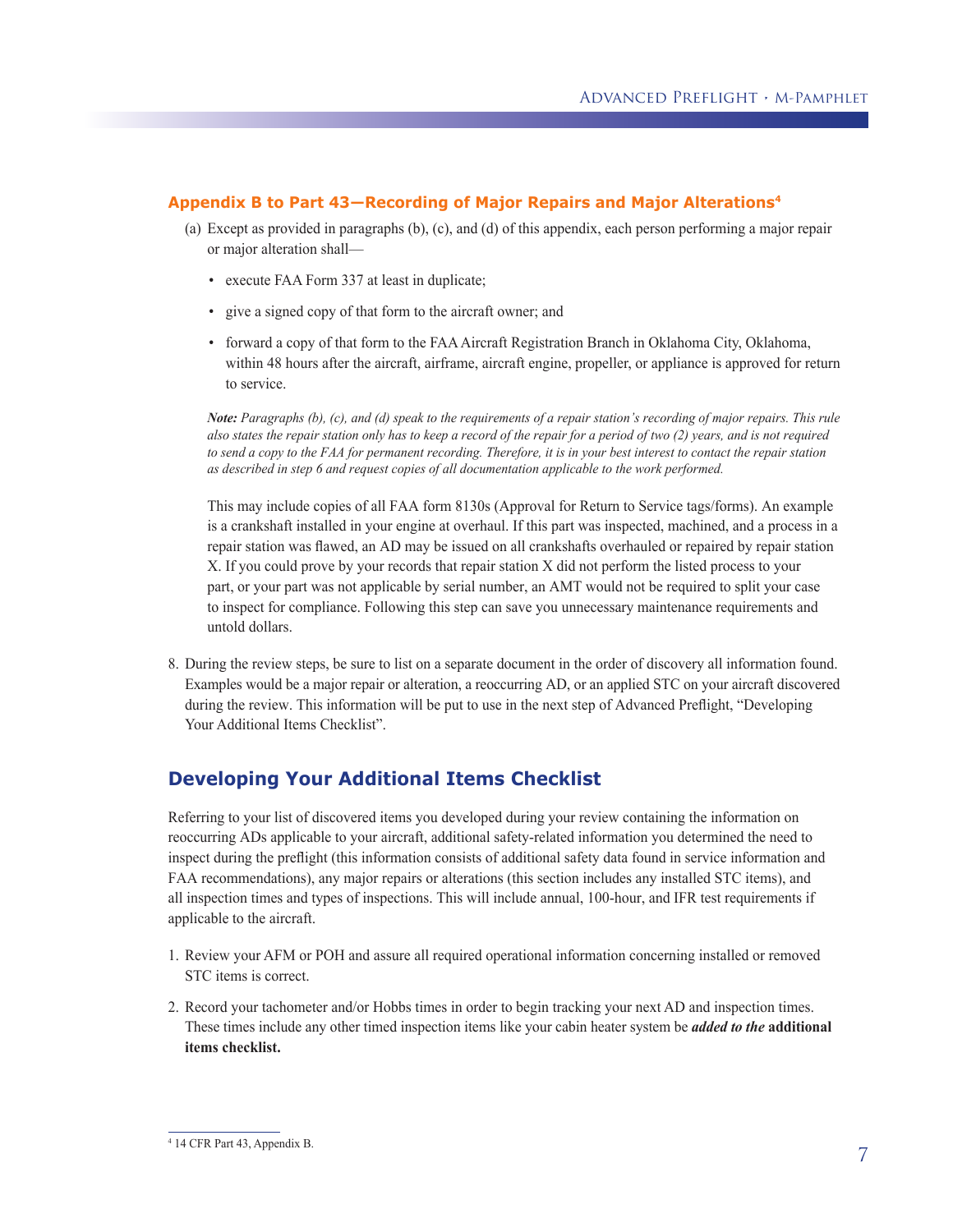### Appendix B to Part 43—Recording of Major Repairs and Major Alterations[4]

(a) Except as provided in paragraphs (b), (c), and (d) of this appendix, each person performing a major repair or major alteration shall—

- execute FAA Form 337 at least in duplicate;
- give a signed copy of that form to the aircraft owner; and
- forward a copy of that form to the FAA Aircraft Registration Branch in Oklahoma City, Oklahoma, within 48 hours after the aircraft, airframe, aircraft engine, propeller, or appliance is approved for return to service.

***Note:*** *Paragraphs (b), (c), and (d) speak to the requirements of a repair station's recording of major repairs. This rule also states the repair station only has to keep a record of the repair for a period of two (2) years, and is not required to send a copy to the FAA for permanent recording. Therefore, it is in your best interest to contact the repair station as described in step 6 and request copies of all documentation applicable to the work performed.*

This may include copies of all FAA form 8130s (Approval for Return to Service tags/forms). An example is a crankshaft installed in your engine at overhaul. If this part was inspected, machined, and a process in a repair station was flawed, an AD may be issued on all crankshafts overhauled or repaired by repair station X. If you could prove by your records that repair station X did not perform the listed process to your part, or your part was not applicable by serial number, an AMT would not be required to split your case to inspect for compliance. Following this step can save you unnecessary maintenance requirements and untold dollars.

8. During the review steps, be sure to list on a separate document in the order of discovery all information found. Examples would be a major repair or alteration, a reoccurring AD, or an applied STC on your aircraft discovered during the review. This information will be put to use in the next step of Advanced Preflight, "Developing Your Additional Items Checklist".

## Developing Your Additional Items Checklist

Referring to your list of discovered items you developed during your review containing the information on reoccurring ADs applicable to your aircraft, additional safety-related information you determined the need to inspect during the preflight (this information consists of additional safety data found in service information and FAA recommendations), any major repairs or alterations (this section includes any installed STC items), and all inspection times and types of inspections. This will include annual, 100-hour, and IFR test requirements if applicable to the aircraft.

1. Review your AFM or POH and assure all required operational information concerning installed or removed STC items is correct.
2. Record your tachometer and/or Hobbs times in order to begin tracking your next AD and inspection times. These times include any other timed inspection items like your cabin heater system be ***added to the*** **additional items checklist.**

[4] 14 CFR Part 43, Appendix B.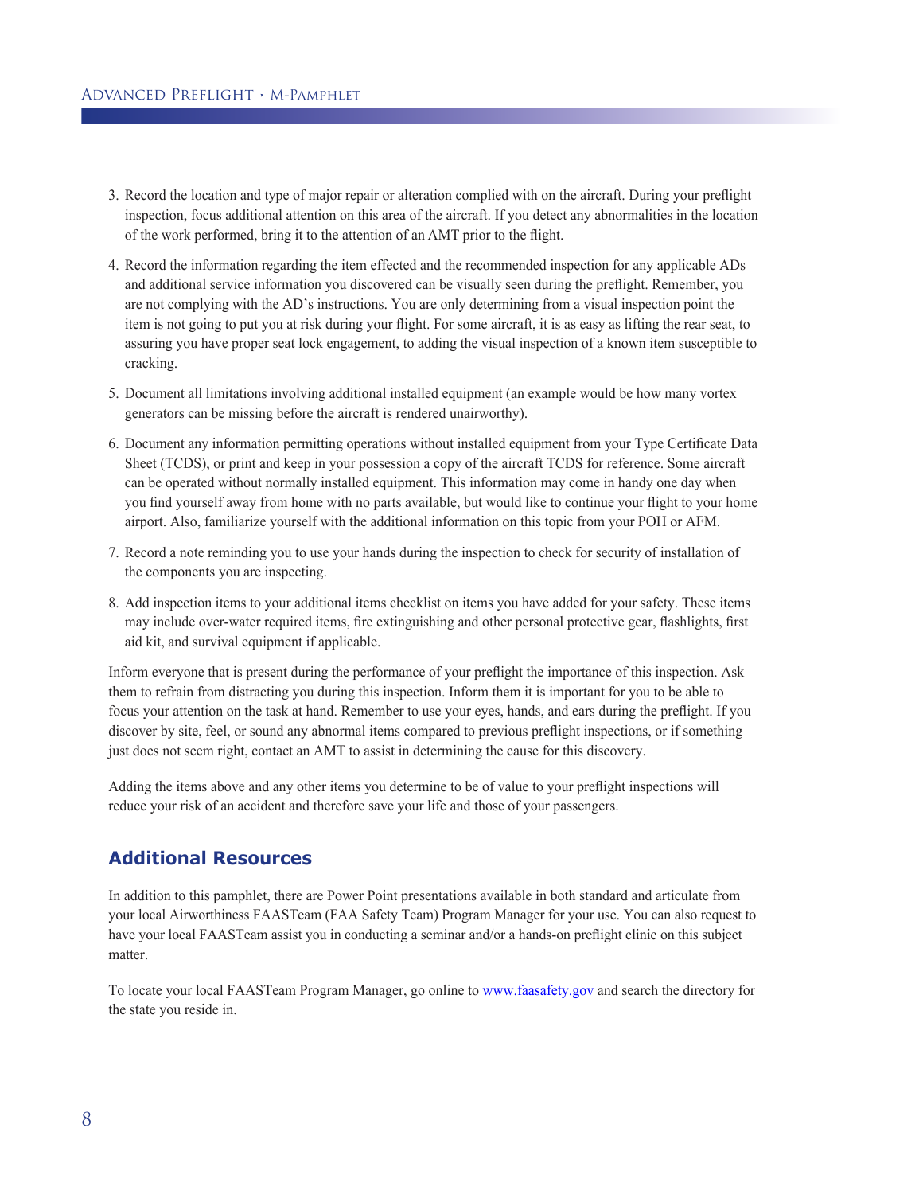3. Record the location and type of major repair or alteration complied with on the aircraft. During your preflight inspection, focus additional attention on this area of the aircraft. If you detect any abnormalities in the location of the work performed, bring it to the attention of an AMT prior to the flight.
4. Record the information regarding the item effected and the recommended inspection for any applicable ADs and additional service information you discovered can be visually seen during the preflight. Remember, you are not complying with the AD's instructions. You are only determining from a visual inspection point the item is not going to put you at risk during your flight. For some aircraft, it is as easy as lifting the rear seat, to assuring you have proper seat lock engagement, to adding the visual inspection of a known item susceptible to cracking.
5. Document all limitations involving additional installed equipment (an example would be how many vortex generators can be missing before the aircraft is rendered unairworthy).
6. Document any information permitting operations without installed equipment from your Type Certificate Data Sheet (TCDS), or print and keep in your possession a copy of the aircraft TCDS for reference. Some aircraft can be operated without normally installed equipment. This information may come in handy one day when you find yourself away from home with no parts available, but would like to continue your flight to your home airport. Also, familiarize yourself with the additional information on this topic from your POH or AFM.
7. Record a note reminding you to use your hands during the inspection to check for security of installation of the components you are inspecting.
8. Add inspection items to your additional items checklist on items you have added for your safety. These items may include over-water required items, fire extinguishing and other personal protective gear, flashlights, first aid kit, and survival equipment if applicable.

Inform everyone that is present during the performance of your preflight the importance of this inspection. Ask them to refrain from distracting you during this inspection. Inform them it is important for you to be able to focus your attention on the task at hand. Remember to use your eyes, hands, and ears during the preflight. If you discover by site, feel, or sound any abnormal items compared to previous preflight inspections, or if something just does not seem right, contact an AMT to assist in determining the cause for this discovery.

Adding the items above and any other items you determine to be of value to your preflight inspections will reduce your risk of an accident and therefore save your life and those of your passengers.

## Additional Resources

In addition to this pamphlet, there are Power Point presentations available in both standard and articulate from your local Airworthiness FAASTeam (FAA Safety Team) Program Manager for your use. You can also request to have your local FAASTeam assist you in conducting a seminar and/or a hands-on preflight clinic on this subject matter.

To locate your local FAASTeam Program Manager, go online to www.faasafety.gov and search the directory for the state you reside in.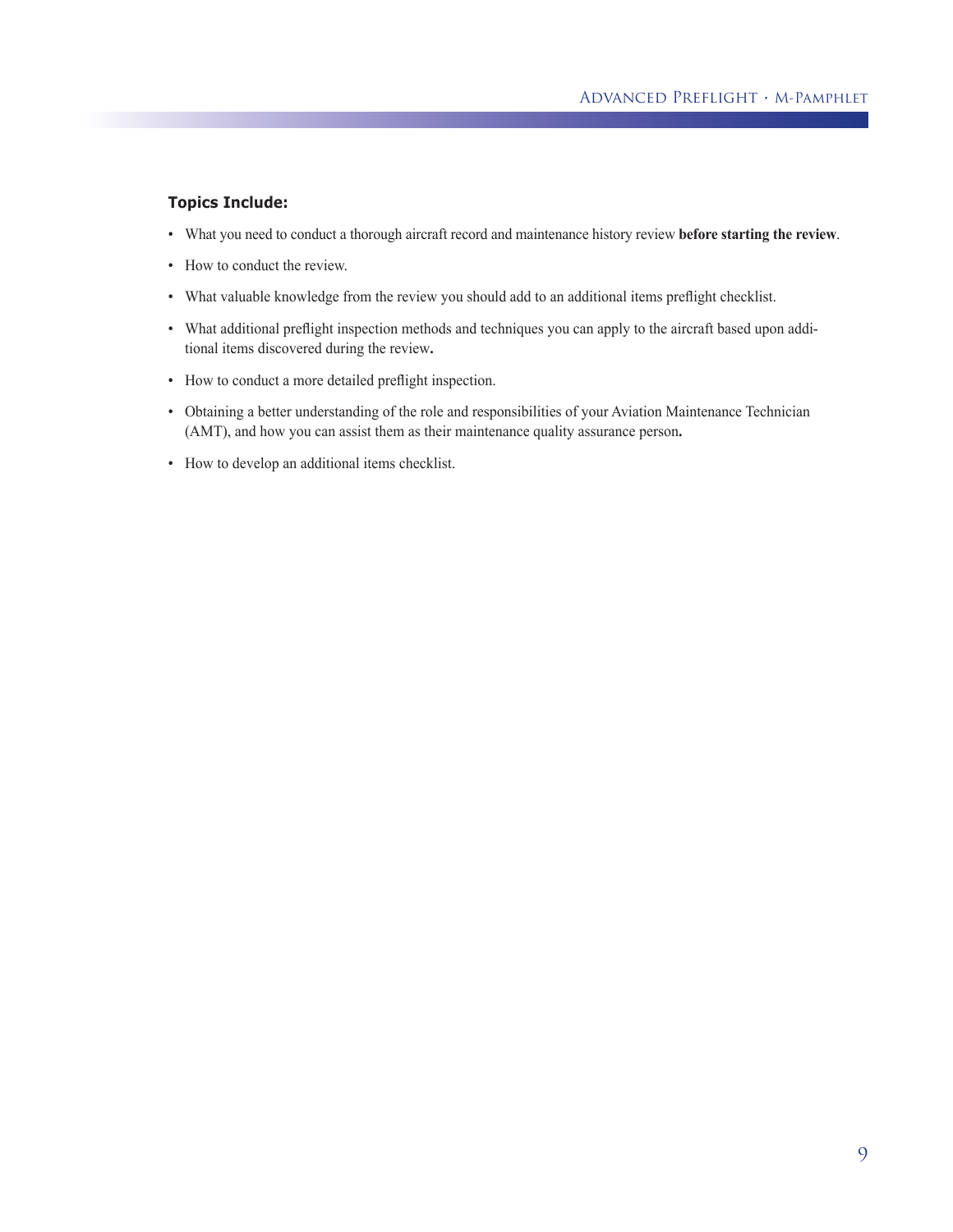**Topics Include:**

- What you need to conduct a thorough aircraft record and maintenance history review **before starting the review**.
- How to conduct the review.
- What valuable knowledge from the review you should add to an additional items preflight checklist.
- What additional preflight inspection methods and techniques you can apply to the aircraft based upon additional items discovered during the review**.**
- How to conduct a more detailed preflight inspection.
- Obtaining a better understanding of the role and responsibilities of your Aviation Maintenance Technician (AMT), and how you can assist them as their maintenance quality assurance person**.**
- How to develop an additional items checklist.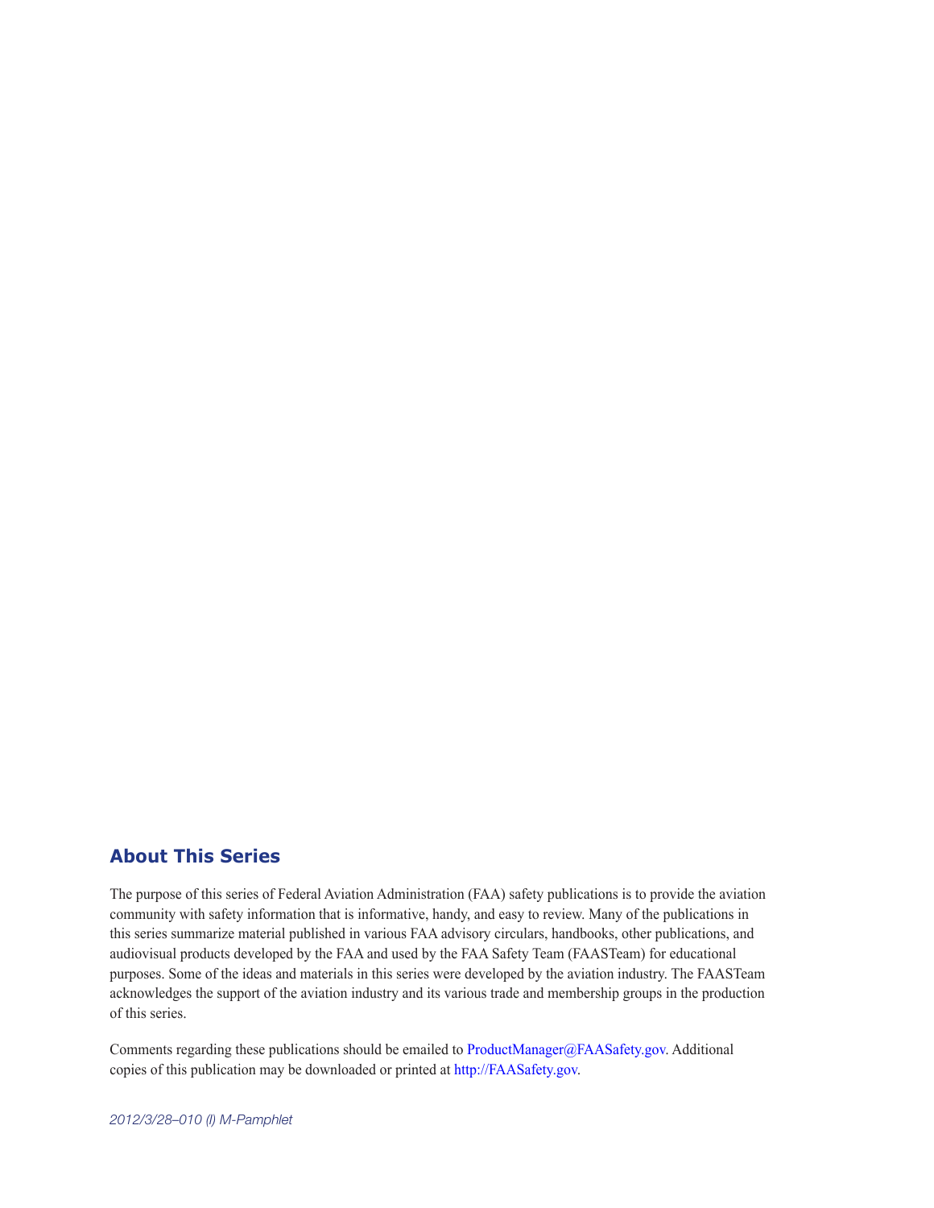## About This Series

The purpose of this series of Federal Aviation Administration (FAA) safety publications is to provide the aviation community with safety information that is informative, handy, and easy to review. Many of the publications in this series summarize material published in various FAA advisory circulars, handbooks, other publications, and audiovisual products developed by the FAA and used by the FAA Safety Team (FAASTeam) for educational purposes. Some of the ideas and materials in this series were developed by the aviation industry. The FAASTeam acknowledges the support of the aviation industry and its various trade and membership groups in the production of this series.

Comments regarding these publications should be emailed to ProductManager@FAASafety.gov. Additional copies of this publication may be downloaded or printed at http://FAASafety.gov.

*2012/3/28–010 (I) M-Pamphlet*